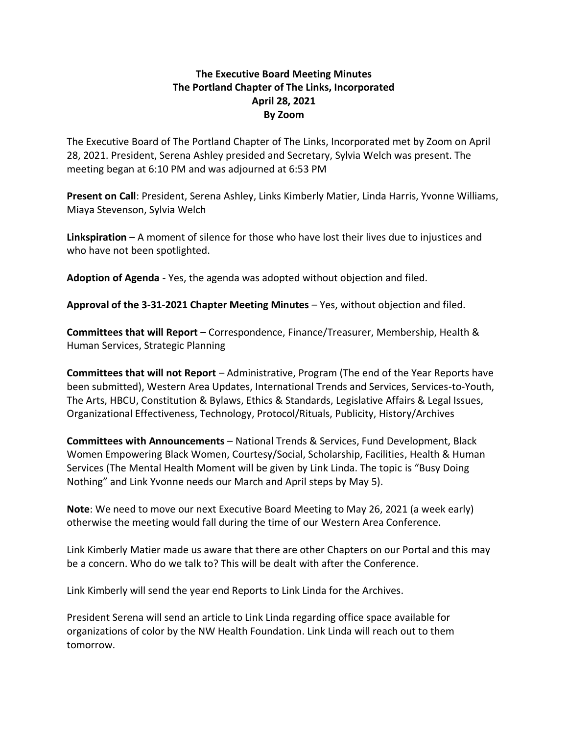# The Executive Board Meeting Minutes
## The Portland Chapter of The Links, Incorporated
## April 28, 2021
## By Zoom

The Executive Board of The Portland Chapter of The Links, Incorporated met by Zoom on April 28, 2021. President, Serena Ashley presided and Secretary, Sylvia Welch was present. The meeting began at 6:10 PM and was adjourned at 6:53 PM

**Present on Call**: President, Serena Ashley, Links Kimberly Matier, Linda Harris, Yvonne Williams, Miaya Stevenson, Sylvia Welch

**Linkspiration** – A moment of silence for those who have lost their lives due to injustices and who have not been spotlighted.

**Adoption of Agenda** - Yes, the agenda was adopted without objection and filed.

**Approval of the 3-31-2021 Chapter Meeting Minutes** – Yes, without objection and filed.

**Committees that will Report** – Correspondence, Finance/Treasurer, Membership, Health & Human Services, Strategic Planning

**Committees that will not Report** – Administrative, Program (The end of the Year Reports have been submitted), Western Area Updates, International Trends and Services, Services-to-Youth, The Arts, HBCU, Constitution & Bylaws, Ethics & Standards, Legislative Affairs & Legal Issues, Organizational Effectiveness, Technology, Protocol/Rituals, Publicity, History/Archives

**Committees with Announcements** – National Trends & Services, Fund Development, Black Women Empowering Black Women, Courtesy/Social, Scholarship, Facilities, Health & Human Services (The Mental Health Moment will be given by Link Linda. The topic is "Busy Doing Nothing" and Link Yvonne needs our March and April steps by May 5).

**Note**: We need to move our next Executive Board Meeting to May 26, 2021 (a week early) otherwise the meeting would fall during the time of our Western Area Conference.

Link Kimberly Matier made us aware that there are other Chapters on our Portal and this may be a concern. Who do we talk to? This will be dealt with after the Conference.

Link Kimberly will send the year end Reports to Link Linda for the Archives.

President Serena will send an article to Link Linda regarding office space available for organizations of color by the NW Health Foundation. Link Linda will reach out to them tomorrow.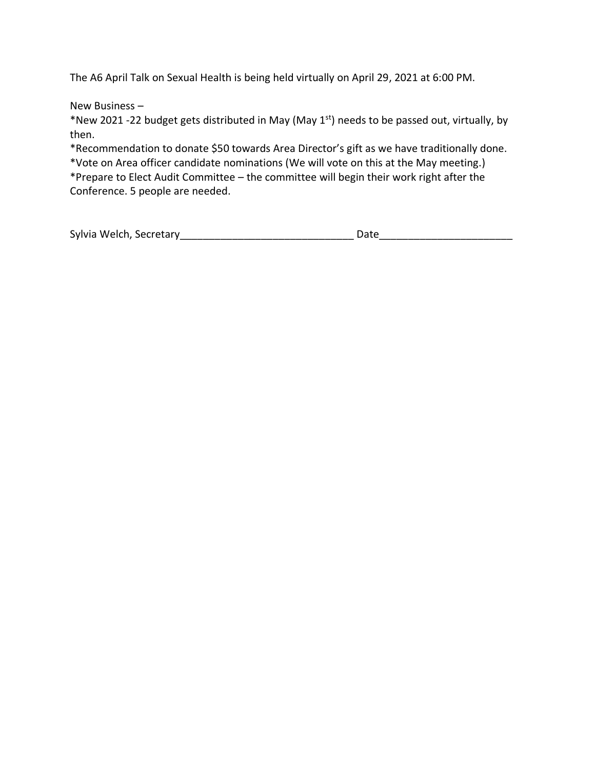The A6 April Talk on Sexual Health is being held virtually on April 29, 2021 at 6:00 PM.

New Business –
*New 2021 -22 budget gets distributed in May (May 1st) needs to be passed out, virtually, by then.
*Recommendation to donate $50 towards Area Director's gift as we have traditionally done.
*Vote on Area officer candidate nominations (We will vote on this at the May meeting.)
*Prepare to Elect Audit Committee – the committee will begin their work right after the Conference. 5 people are needed.

Sylvia Welch, Secretary______________________________ Date_______________________